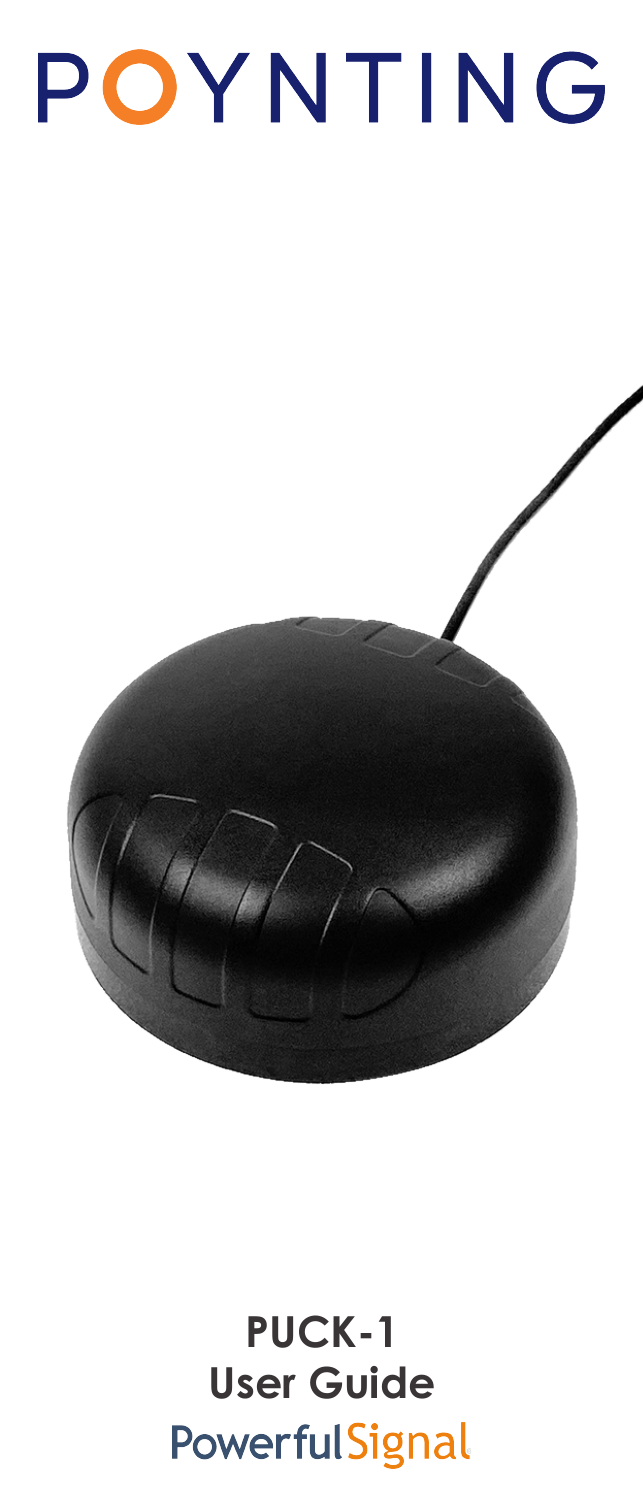POYNTING

**PUCK-1**
**User Guide**

PowerfulSignal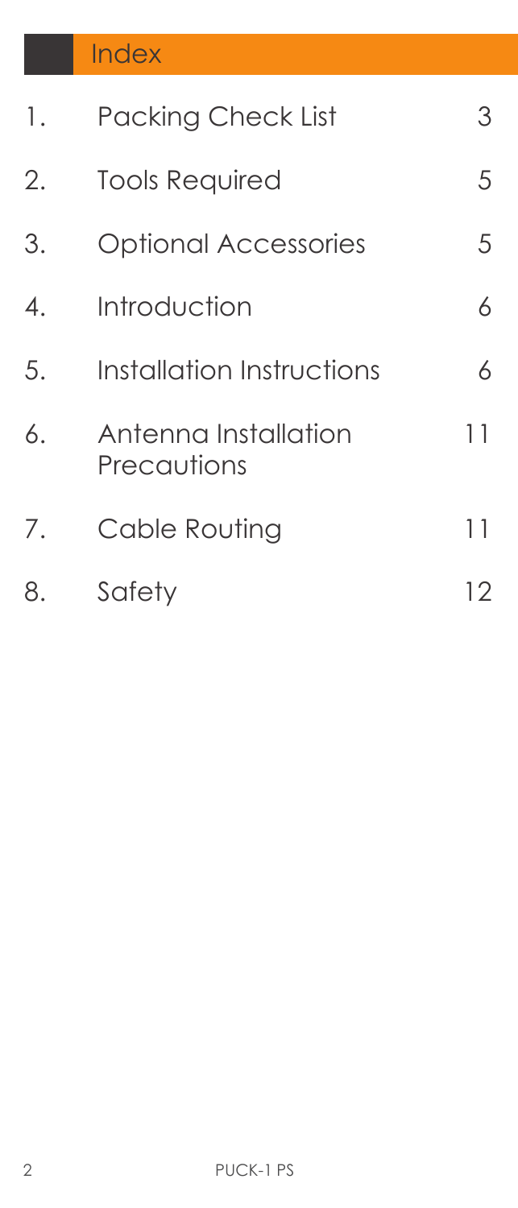# Index

| | | |
|---|---|---|
| 1. | Packing Check List | 3 |
| 2. | Tools Required | 5 |
| 3. | Optional Accessories | 5 |
| 4. | Introduction | 6 |
| 5. | Installation Instructions | 6 |
| 6. | Antenna Installation Precautions | 11 |
| 7. | Cable Routing | 11 |
| 8. | Safety | 12 |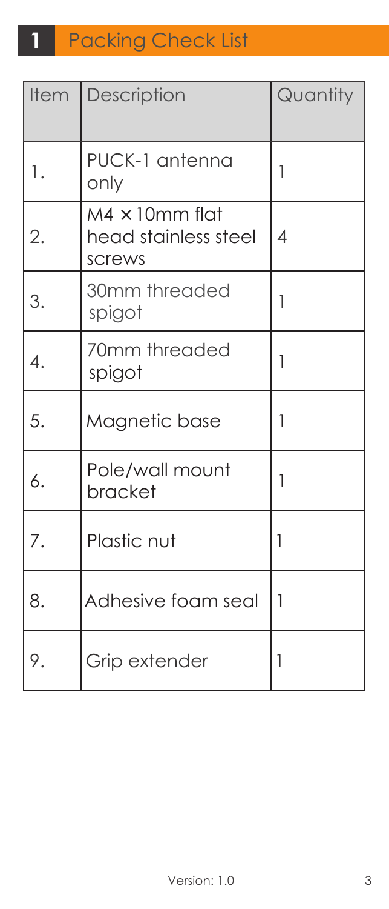# 1 Packing Check List

| Item | Description | Quantity |
| --- | --- | --- |
| 1. | PUCK-1 antenna only | 1 |
| 2. | M4 × 10mm flat head stainless steel screws | 4 |
| 3. | 30mm threaded spigot | 1 |
| 4. | 70mm threaded spigot | 1 |
| 5. | Magnetic base | 1 |
| 6. | Pole/wall mount bracket | 1 |
| 7. | Plastic nut | 1 |
| 8. | Adhesive foam seal | 1 |
| 9. | Grip extender | 1 |

Version: 1.0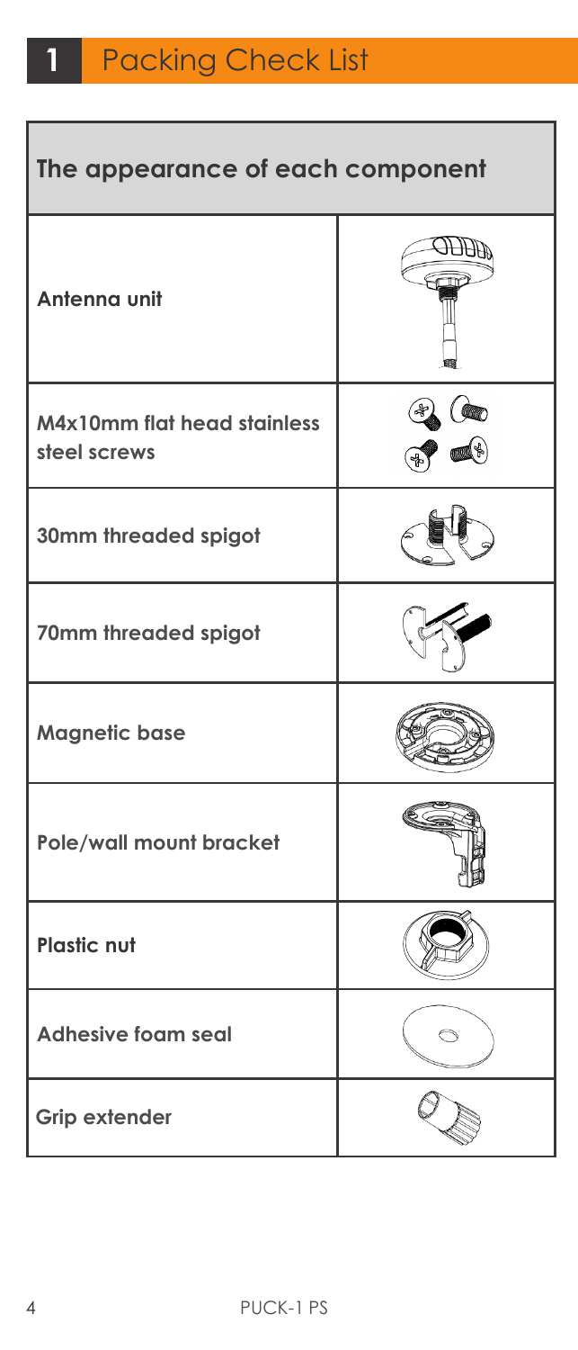# 1 Packing Check List

| The appearance of each component | |
|---|---|
| **Antenna unit** | |
| **M4x10mm flat head stainless steel screws** | |
| **30mm threaded spigot** | |
| **70mm threaded spigot** | |
| **Magnetic base** | |
| **Pole/wall mount bracket** | |
| **Plastic nut** | |
| **Adhesive foam seal** | |
| **Grip extender** | |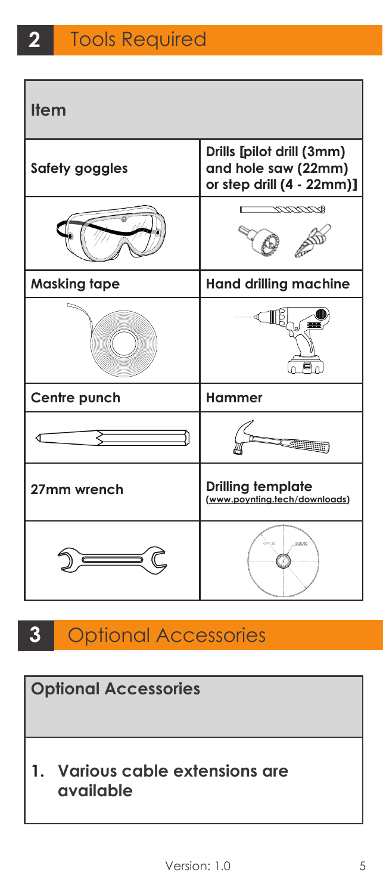## 2 Tools Required

| Item | |
|---|---|
| Safety goggles | Drills [pilot drill (3mm) and hole saw (22mm) or step drill (4 - 22mm)] |
| Masking tape | Hand drilling machine |
| Centre punch | Hammer |
| 27mm wrench | Drilling template (www.poynting.tech/downloads) |

## 3 Optional Accessories

| Optional Accessories |
|---|
| 1. Various cable extensions are available |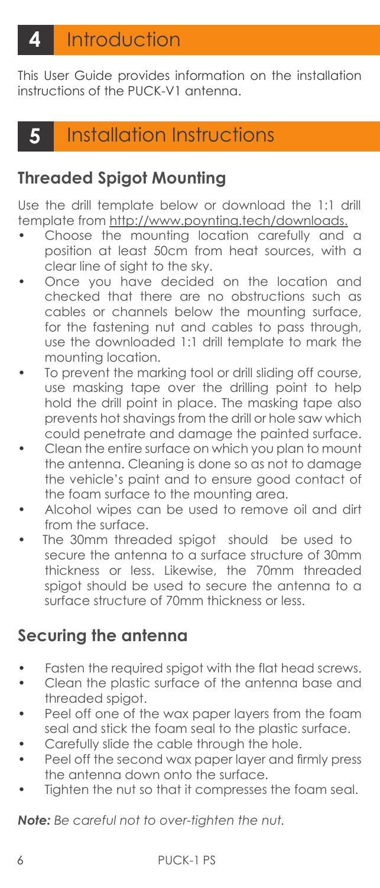# 4 Introduction

This User Guide provides information on the installation instructions of the PUCK-V1 antenna.

# 5 Installation Instructions

## Threaded Spigot Mounting

Use the drill template below or download the 1:1 drill template from http://www.poynting.tech/downloads.

- Choose the mounting location carefully and a position at least 50cm from heat sources, with a clear line of sight to the sky.
- Once you have decided on the location and checked that there are no obstructions such as cables or channels below the mounting surface, for the fastening nut and cables to pass through, use the downloaded 1:1 drill template to mark the mounting location.
- To prevent the marking tool or drill sliding off course, use masking tape over the drilling point to help hold the drill point in place. The masking tape also prevents hot shavings from the drill or hole saw which could penetrate and damage the painted surface.
- Clean the entire surface on which you plan to mount the antenna. Cleaning is done so as not to damage the vehicle's paint and to ensure good contact of the foam surface to the mounting area.
- Alcohol wipes can be used to remove oil and dirt from the surface.
- The 30mm threaded spigot should be used to secure the antenna to a surface structure of 30mm thickness or less. Likewise, the 70mm threaded spigot should be used to secure the antenna to a surface structure of 70mm thickness or less.

## Securing the antenna

- Fasten the required spigot with the flat head screws.
- Clean the plastic surface of the antenna base and threaded spigot.
- Peel off one of the wax paper layers from the foam seal and stick the foam seal to the plastic surface.
- Carefully slide the cable through the hole.
- Peel off the second wax paper layer and firmly press the antenna down onto the surface.
- Tighten the nut so that it compresses the foam seal.

***Note:*** *Be careful not to over-tighten the nut.*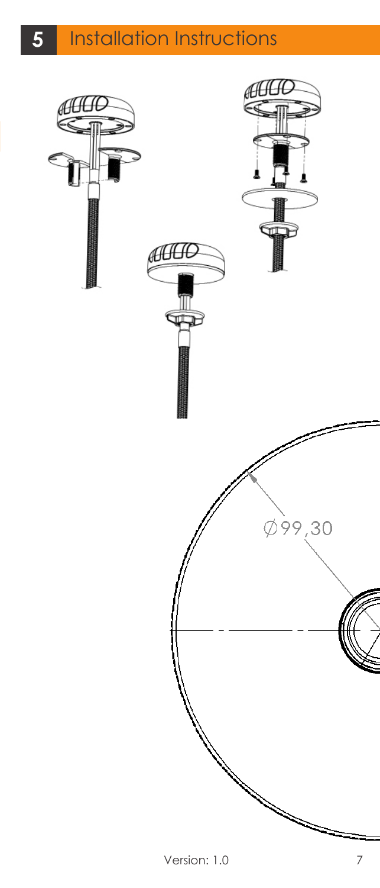# 5 Installation Instructions

Ø99,30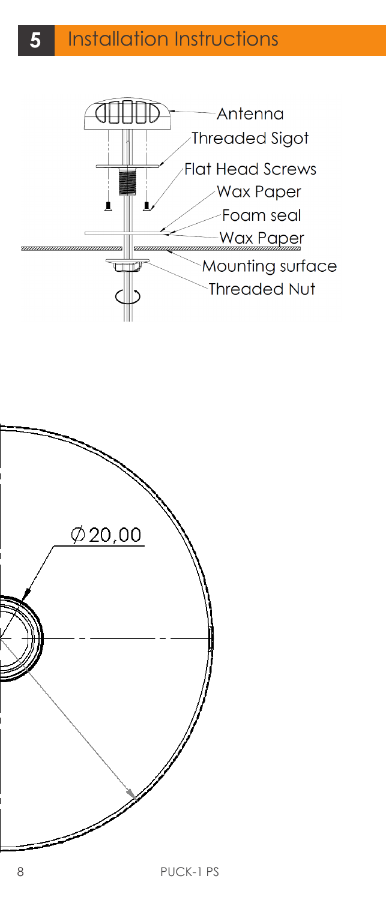# 5 Installation Instructions

Antenna

Threaded Sigot

Flat Head Screws

Wax Paper

Foam seal

Wax Paper

Mounting surface

Threaded Nut

∅20,00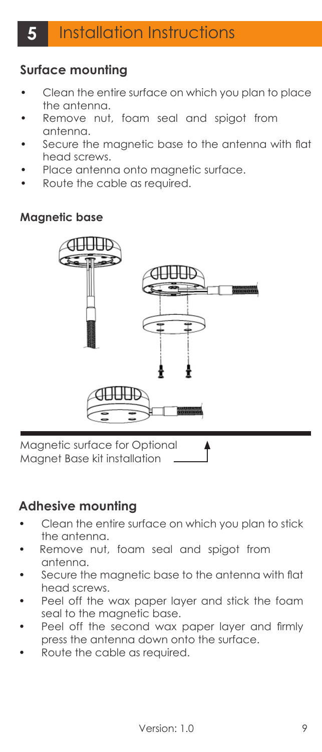# 5 Installation Instructions

## Surface mounting

- Clean the entire surface on which you plan to place the antenna.
- Remove nut, foam seal and spigot from antenna.
- Secure the magnetic base to the antenna with flat head screws.
- Place antenna onto magnetic surface.
- Route the cable as required.

### Magnetic base

Magnetic surface for Optional Magnet Base kit installation

## Adhesive mounting

- Clean the entire surface on which you plan to stick the antenna.
- Remove nut, foam seal and spigot from antenna.
- Secure the magnetic base to the antenna with flat head screws.
- Peel off the wax paper layer and stick the foam seal to the magnetic base.
- Peel off the second wax paper layer and firmly press the antenna down onto the surface.
- Route the cable as required.

Version: 1.0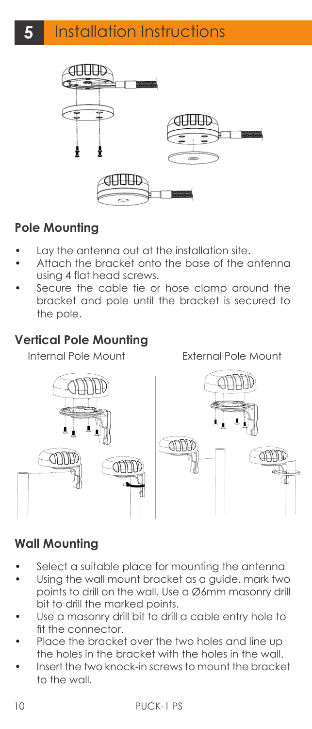# 5 Installation Instructions

## Pole Mounting

- Lay the antenna out at the installation site.
- Attach the bracket onto the base of the antenna using 4 flat head screws.
- Secure the cable tie or hose clamp around the bracket and pole until the bracket is secured to the pole.

## Vertical Pole Mounting

Internal Pole Mount

External Pole Mount

## Wall Mounting

- Select a suitable place for mounting the antenna
- Using the wall mount bracket as a guide, mark two points to drill on the wall. Use a Ø6mm masonry drill bit to drill the marked points.
- Use a masonry drill bit to drill a cable entry hole to fit the connector.
- Place the bracket over the two holes and line up the holes in the bracket with the holes in the wall.
- Insert the two knock-in screws to mount the bracket to the wall.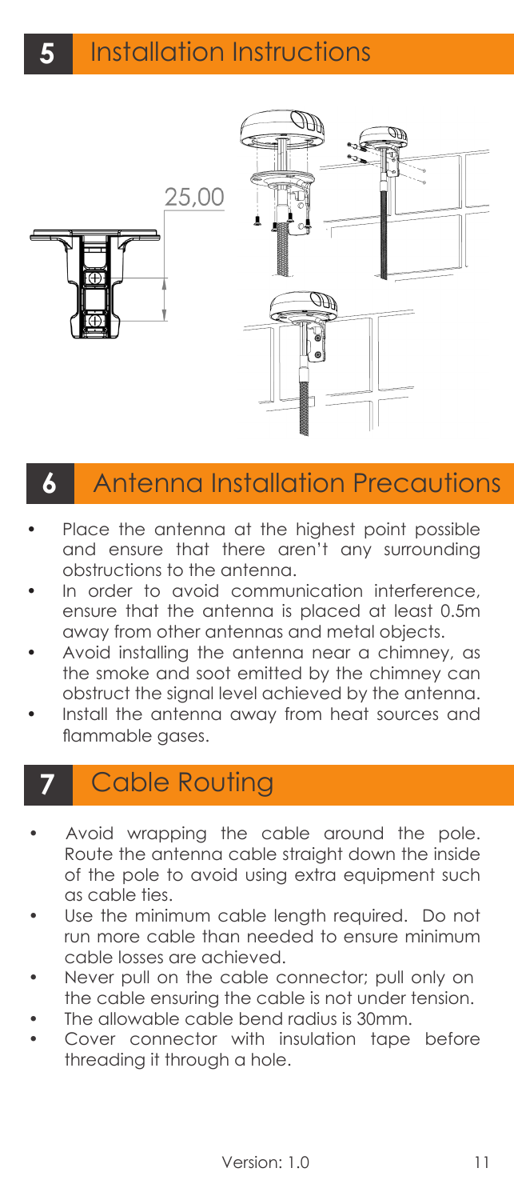# 5 Installation Instructions

25,00

# 6 Antenna Installation Precautions

- Place the antenna at the highest point possible and ensure that there aren't any surrounding obstructions to the antenna.
- In order to avoid communication interference, ensure that the antenna is placed at least 0.5m away from other antennas and metal objects.
- Avoid installing the antenna near a chimney, as the smoke and soot emitted by the chimney can obstruct the signal level achieved by the antenna.
- Install the antenna away from heat sources and flammable gases.

# 7 Cable Routing

- Avoid wrapping the cable around the pole. Route the antenna cable straight down the inside of the pole to avoid using extra equipment such as cable ties.
- Use the minimum cable length required. Do not run more cable than needed to ensure minimum cable losses are achieved.
- Never pull on the cable connector; pull only on the cable ensuring the cable is not under tension.
- The allowable cable bend radius is 30mm.
- Cover connector with insulation tape before threading it through a hole.

Version: 1.0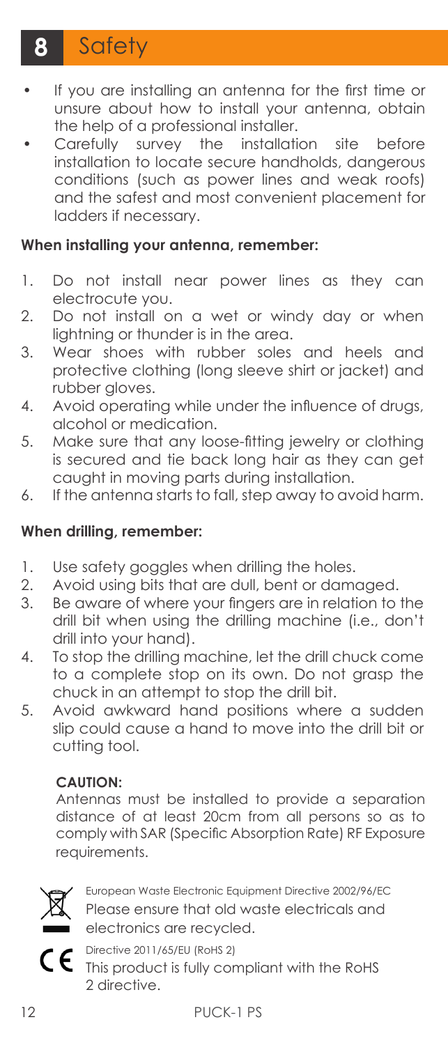# 8 Safety

- If you are installing an antenna for the first time or unsure about how to install your antenna, obtain the help of a professional installer.
- Carefully survey the installation site before installation to locate secure handholds, dangerous conditions (such as power lines and weak roofs) and the safest and most convenient placement for ladders if necessary.

**When installing your antenna, remember:**

1. Do not install near power lines as they can electrocute you.
2. Do not install on a wet or windy day or when lightning or thunder is in the area.
3. Wear shoes with rubber soles and heels and protective clothing (long sleeve shirt or jacket) and rubber gloves.
4. Avoid operating while under the influence of drugs, alcohol or medication.
5. Make sure that any loose-fitting jewelry or clothing is secured and tie back long hair as they can get caught in moving parts during installation.
6. If the antenna starts to fall, step away to avoid harm.

**When drilling, remember:**

1. Use safety goggles when drilling the holes.
2. Avoid using bits that are dull, bent or damaged.
3. Be aware of where your fingers are in relation to the drill bit when using the drilling machine (i.e., don't drill into your hand).
4. To stop the drilling machine, let the drill chuck come to a complete stop on its own. Do not grasp the chuck in an attempt to stop the drill bit.
5. Avoid awkward hand positions where a sudden slip could cause a hand to move into the drill bit or cutting tool.

**CAUTION:**

Antennas must be installed to provide a separation distance of at least 20cm from all persons so as to comply with SAR (Specific Absorption Rate) RF Exposure requirements.

European Waste Electronic Equipment Directive 2002/96/EC
Please ensure that old waste electricals and electronics are recycled.

Directive 2011/65/EU (RoHS 2)
This product is fully compliant with the RoHS 2 directive.